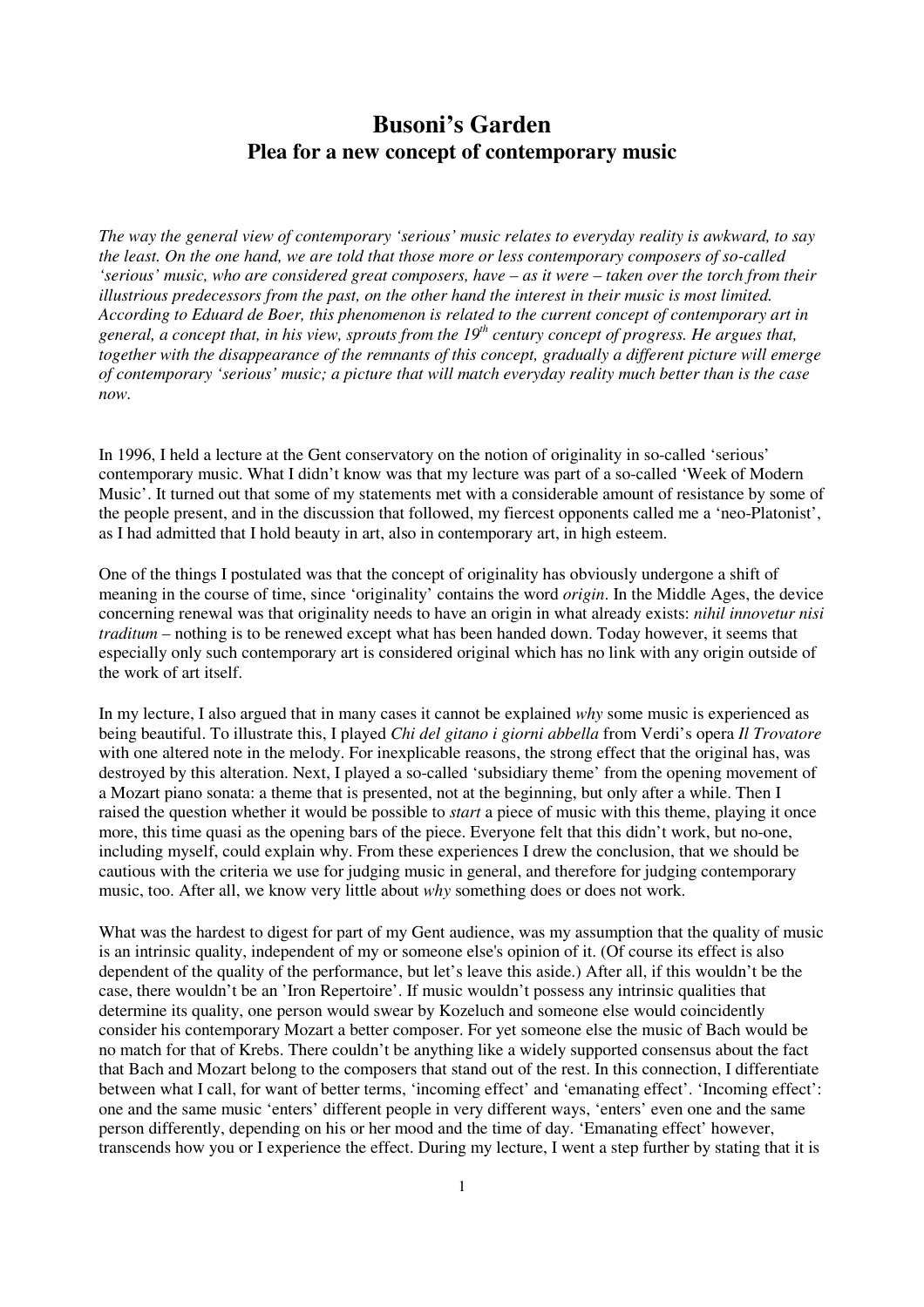# Busoni's Garden
## Plea for a new concept of contemporary music

*The way the general view of contemporary 'serious' music relates to everyday reality is awkward, to say the least. On the one hand, we are told that those more or less contemporary composers of so-called 'serious' music, who are considered great composers, have – as it were – taken over the torch from their illustrious predecessors from the past, on the other hand the interest in their music is most limited. According to Eduard de Boer, this phenomenon is related to the current concept of contemporary art in general, a concept that, in his view, sprouts from the 19th century concept of progress. He argues that, together with the disappearance of the remnants of this concept, gradually a different picture will emerge of contemporary 'serious' music; a picture that will match everyday reality much better than is the case now.*

In 1996, I held a lecture at the Gent conservatory on the notion of originality in so-called 'serious' contemporary music. What I didn't know was that my lecture was part of a so-called 'Week of Modern Music'. It turned out that some of my statements met with a considerable amount of resistance by some of the people present, and in the discussion that followed, my fiercest opponents called me a 'neo-Platonist', as I had admitted that I hold beauty in art, also in contemporary art, in high esteem.

One of the things I postulated was that the concept of originality has obviously undergone a shift of meaning in the course of time, since 'originality' contains the word *origin*. In the Middle Ages, the device concerning renewal was that originality needs to have an origin in what already exists: *nihil innovetur nisi traditum* – nothing is to be renewed except what has been handed down. Today however, it seems that especially only such contemporary art is considered original which has no link with any origin outside of the work of art itself.

In my lecture, I also argued that in many cases it cannot be explained *why* some music is experienced as being beautiful. To illustrate this, I played *Chi del gitano i giorni abbella* from Verdi's opera *Il Trovatore* with one altered note in the melody. For inexplicable reasons, the strong effect that the original has, was destroyed by this alteration. Next, I played a so-called 'subsidiary theme' from the opening movement of a Mozart piano sonata: a theme that is presented, not at the beginning, but only after a while. Then I raised the question whether it would be possible to *start* a piece of music with this theme, playing it once more, this time quasi as the opening bars of the piece. Everyone felt that this didn't work, but no-one, including myself, could explain why. From these experiences I drew the conclusion, that we should be cautious with the criteria we use for judging music in general, and therefore for judging contemporary music, too. After all, we know very little about *why* something does or does not work.

What was the hardest to digest for part of my Gent audience, was my assumption that the quality of music is an intrinsic quality, independent of my or someone else's opinion of it. (Of course its effect is also dependent of the quality of the performance, but let's leave this aside.) After all, if this wouldn't be the case, there wouldn't be an 'Iron Repertoire'. If music wouldn't possess any intrinsic qualities that determine its quality, one person would swear by Kozeluch and someone else would coincidently consider his contemporary Mozart a better composer. For yet someone else the music of Bach would be no match for that of Krebs. There couldn't be anything like a widely supported consensus about the fact that Bach and Mozart belong to the composers that stand out of the rest. In this connection, I differentiate between what I call, for want of better terms, 'incoming effect' and 'emanating effect'. 'Incoming effect': one and the same music 'enters' different people in very different ways, 'enters' even one and the same person differently, depending on his or her mood and the time of day. 'Emanating effect' however, transcends how you or I experience the effect. During my lecture, I went a step further by stating that it is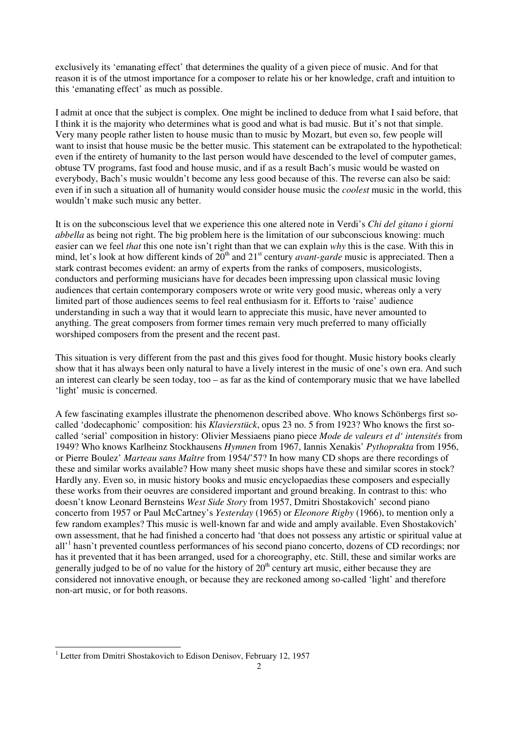exclusively its 'emanating effect' that determines the quality of a given piece of music. And for that reason it is of the utmost importance for a composer to relate his or her knowledge, craft and intuition to this 'emanating effect' as much as possible.

I admit at once that the subject is complex. One might be inclined to deduce from what I said before, that I think it is the majority who determines what is good and what is bad music. But it's not that simple. Very many people rather listen to house music than to music by Mozart, but even so, few people will want to insist that house music be the better music. This statement can be extrapolated to the hypothetical: even if the entirety of humanity to the last person would have descended to the level of computer games, obtuse TV programs, fast food and house music, and if as a result Bach's music would be wasted on everybody, Bach's music wouldn't become any less good because of this. The reverse can also be said: even if in such a situation all of humanity would consider house music the *coolest* music in the world, this wouldn't make such music any better.

It is on the subconscious level that we experience this one altered note in Verdi's *Chi del gitano i giorni abbella* as being not right. The big problem here is the limitation of our subconscious knowing: much easier can we feel *that* this one note isn't right than that we can explain *why* this is the case. With this in mind, let's look at how different kinds of 20th and 21st century *avant-garde* music is appreciated. Then a stark contrast becomes evident: an army of experts from the ranks of composers, musicologists, conductors and performing musicians have for decades been impressing upon classical music loving audiences that certain contemporary composers wrote or write very good music, whereas only a very limited part of those audiences seems to feel real enthusiasm for it. Efforts to 'raise' audience understanding in such a way that it would learn to appreciate this music, have never amounted to anything. The great composers from former times remain very much preferred to many officially worshiped composers from the present and the recent past.

This situation is very different from the past and this gives food for thought. Music history books clearly show that it has always been only natural to have a lively interest in the music of one's own era. And such an interest can clearly be seen today, too – as far as the kind of contemporary music that we have labelled 'light' music is concerned.

A few fascinating examples illustrate the phenomenon described above. Who knows Schönbergs first so-called 'dodecaphonic' composition: his *Klavierstück*, opus 23 no. 5 from 1923? Who knows the first so-called 'serial' composition in history: Olivier Messiaens piano piece *Mode de valeurs et d' intensités* from 1949? Who knows Karlheinz Stockhausens *Hymnen* from 1967, Iannis Xenakis' *Pythoprakta* from 1956, or Pierre Boulez' *Marteau sans Maître* from 1954/'57? In how many CD shops are there recordings of these and similar works available? How many sheet music shops have these and similar scores in stock? Hardly any. Even so, in music history books and music encyclopaedias these composers and especially these works from their oeuvres are considered important and ground breaking. In contrast to this: who doesn't know Leonard Bernsteins *West Side Story* from 1957, Dmitri Shostakovich' second piano concerto from 1957 or Paul McCartney's *Yesterday* (1965) or *Eleonore Rigby* (1966), to mention only a few random examples? This music is well-known far and wide and amply available. Even Shostakovich' own assessment, that he had finished a concerto had 'that does not possess any artistic or spiritual value at all'[1] hasn't prevented countless performances of his second piano concerto, dozens of CD recordings; nor has it prevented that it has been arranged, used for a choreography, etc. Still, these and similar works are generally judged to be of no value for the history of 20th century art music, either because they are considered not innovative enough, or because they are reckoned among so-called 'light' and therefore non-art music, or for both reasons.

[1] Letter from Dmitri Shostakovich to Edison Denisov, February 12, 1957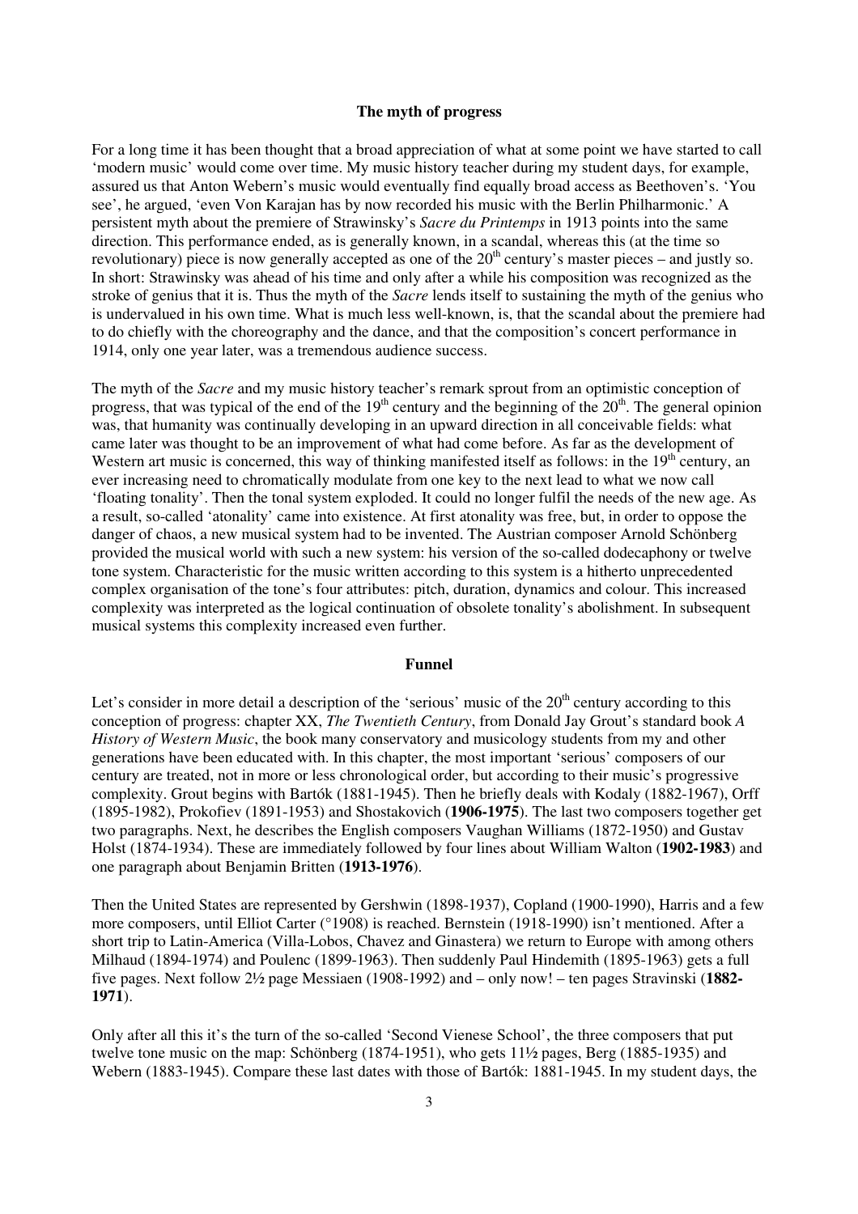**The myth of progress**

For a long time it has been thought that a broad appreciation of what at some point we have started to call 'modern music' would come over time. My music history teacher during my student days, for example, assured us that Anton Webern's music would eventually find equally broad access as Beethoven's. 'You see', he argued, 'even Von Karajan has by now recorded his music with the Berlin Philharmonic.' A persistent myth about the premiere of Strawinsky's *Sacre du Printemps* in 1913 points into the same direction. This performance ended, as is generally known, in a scandal, whereas this (at the time so revolutionary) piece is now generally accepted as one of the 20th century's master pieces – and justly so. In short: Strawinsky was ahead of his time and only after a while his composition was recognized as the stroke of genius that it is. Thus the myth of the *Sacre* lends itself to sustaining the myth of the genius who is undervalued in his own time. What is much less well-known, is, that the scandal about the premiere had to do chiefly with the choreography and the dance, and that the composition's concert performance in 1914, only one year later, was a tremendous audience success.

The myth of the *Sacre* and my music history teacher's remark sprout from an optimistic conception of progress, that was typical of the end of the 19th century and the beginning of the 20th. The general opinion was, that humanity was continually developing in an upward direction in all conceivable fields: what came later was thought to be an improvement of what had come before. As far as the development of Western art music is concerned, this way of thinking manifested itself as follows: in the 19th century, an ever increasing need to chromatically modulate from one key to the next lead to what we now call 'floating tonality'. Then the tonal system exploded. It could no longer fulfil the needs of the new age. As a result, so-called 'atonality' came into existence. At first atonality was free, but, in order to oppose the danger of chaos, a new musical system had to be invented. The Austrian composer Arnold Schönberg provided the musical world with such a new system: his version of the so-called dodecaphony or twelve tone system. Characteristic for the music written according to this system is a hitherto unprecedented complex organisation of the tone's four attributes: pitch, duration, dynamics and colour. This increased complexity was interpreted as the logical continuation of obsolete tonality's abolishment. In subsequent musical systems this complexity increased even further.

**Funnel**

Let's consider in more detail a description of the 'serious' music of the 20th century according to this conception of progress: chapter XX, *The Twentieth Century*, from Donald Jay Grout's standard book *A History of Western Music*, the book many conservatory and musicology students from my and other generations have been educated with. In this chapter, the most important 'serious' composers of our century are treated, not in more or less chronological order, but according to their music's progressive complexity. Grout begins with Bartók (1881-1945). Then he briefly deals with Kodaly (1882-1967), Orff (1895-1982), Prokofiev (1891-1953) and Shostakovich (**1906-1975**). The last two composers together get two paragraphs. Next, he describes the English composers Vaughan Williams (1872-1950) and Gustav Holst (1874-1934). These are immediately followed by four lines about William Walton (**1902-1983**) and one paragraph about Benjamin Britten (**1913-1976**).

Then the United States are represented by Gershwin (1898-1937), Copland (1900-1990), Harris and a few more composers, until Elliot Carter (°1908) is reached. Bernstein (1918-1990) isn't mentioned. After a short trip to Latin-America (Villa-Lobos, Chavez and Ginastera) we return to Europe with among others Milhaud (1894-1974) and Poulenc (1899-1963). Then suddenly Paul Hindemith (1895-1963) gets a full five pages. Next follow 2½ page Messiaen (1908-1992) and – only now! – ten pages Stravinski (**1882-1971**).

Only after all this it's the turn of the so-called 'Second Vienese School', the three composers that put twelve tone music on the map: Schönberg (1874-1951), who gets 11½ pages, Berg (1885-1935) and Webern (1883-1945). Compare these last dates with those of Bartók: 1881-1945. In my student days, the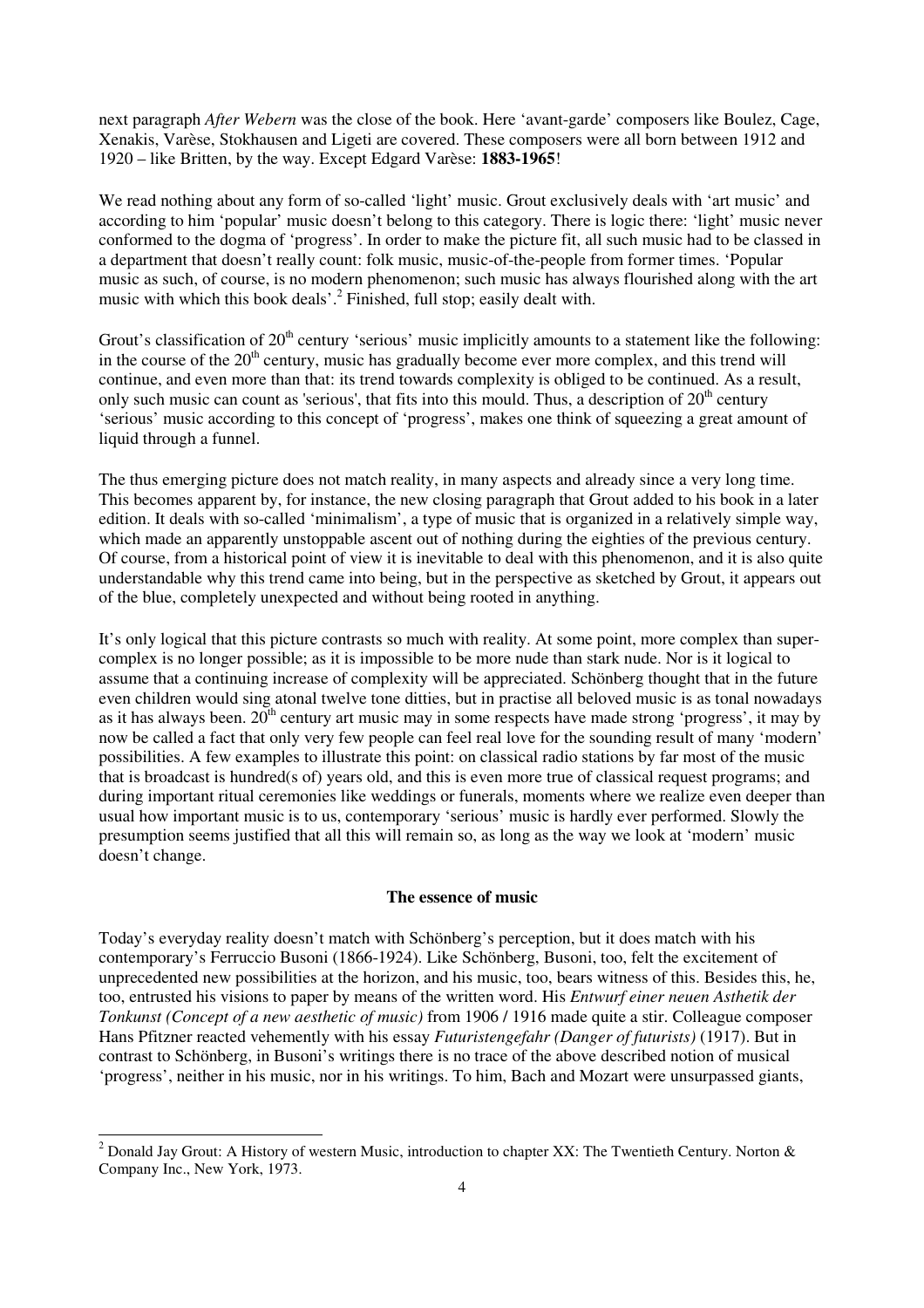next paragraph *After Webern* was the close of the book. Here 'avant-garde' composers like Boulez, Cage, Xenakis, Varèse, Stokhausen and Ligeti are covered. These composers were all born between 1912 and 1920 – like Britten, by the way. Except Edgard Varèse: **1883-1965**!

We read nothing about any form of so-called 'light' music. Grout exclusively deals with 'art music' and according to him 'popular' music doesn't belong to this category. There is logic there: 'light' music never conformed to the dogma of 'progress'. In order to make the picture fit, all such music had to be classed in a department that doesn't really count: folk music, music-of-the-people from former times. 'Popular music as such, of course, is no modern phenomenon; such music has always flourished along with the art music with which this book deals'.[2] Finished, full stop; easily dealt with.

Grout's classification of 20th century 'serious' music implicitly amounts to a statement like the following: in the course of the 20th century, music has gradually become ever more complex, and this trend will continue, and even more than that: its trend towards complexity is obliged to be continued. As a result, only such music can count as 'serious', that fits into this mould. Thus, a description of 20th century 'serious' music according to this concept of 'progress', makes one think of squeezing a great amount of liquid through a funnel.

The thus emerging picture does not match reality, in many aspects and already since a very long time. This becomes apparent by, for instance, the new closing paragraph that Grout added to his book in a later edition. It deals with so-called 'minimalism', a type of music that is organized in a relatively simple way, which made an apparently unstoppable ascent out of nothing during the eighties of the previous century. Of course, from a historical point of view it is inevitable to deal with this phenomenon, and it is also quite understandable why this trend came into being, but in the perspective as sketched by Grout, it appears out of the blue, completely unexpected and without being rooted in anything.

It's only logical that this picture contrasts so much with reality. At some point, more complex than super-complex is no longer possible; as it is impossible to be more nude than stark nude. Nor is it logical to assume that a continuing increase of complexity will be appreciated. Schönberg thought that in the future even children would sing atonal twelve tone ditties, but in practise all beloved music is as tonal nowadays as it has always been. 20th century art music may in some respects have made strong 'progress', it may by now be called a fact that only very few people can feel real love for the sounding result of many 'modern' possibilities. A few examples to illustrate this point: on classical radio stations by far most of the music that is broadcast is hundred(s of) years old, and this is even more true of classical request programs; and during important ritual ceremonies like weddings or funerals, moments where we realize even deeper than usual how important music is to us, contemporary 'serious' music is hardly ever performed. Slowly the presumption seems justified that all this will remain so, as long as the way we look at 'modern' music doesn't change.

## The essence of music

Today's everyday reality doesn't match with Schönberg's perception, but it does match with his contemporary's Ferruccio Busoni (1866-1924). Like Schönberg, Busoni, too, felt the excitement of unprecedented new possibilities at the horizon, and his music, too, bears witness of this. Besides this, he, too, entrusted his visions to paper by means of the written word. His *Entwurf einer neuen Asthetik der Tonkunst (Concept of a new aesthetic of music)* from 1906 / 1916 made quite a stir. Colleague composer Hans Pfitzner reacted vehemently with his essay *Futuristengefahr (Danger of futurists)* (1917). But in contrast to Schönberg, in Busoni's writings there is no trace of the above described notion of musical 'progress', neither in his music, nor in his writings. To him, Bach and Mozart were unsurpassed giants,

---

[2] Donald Jay Grout: A History of western Music, introduction to chapter XX: The Twentieth Century. Norton & Company Inc., New York, 1973.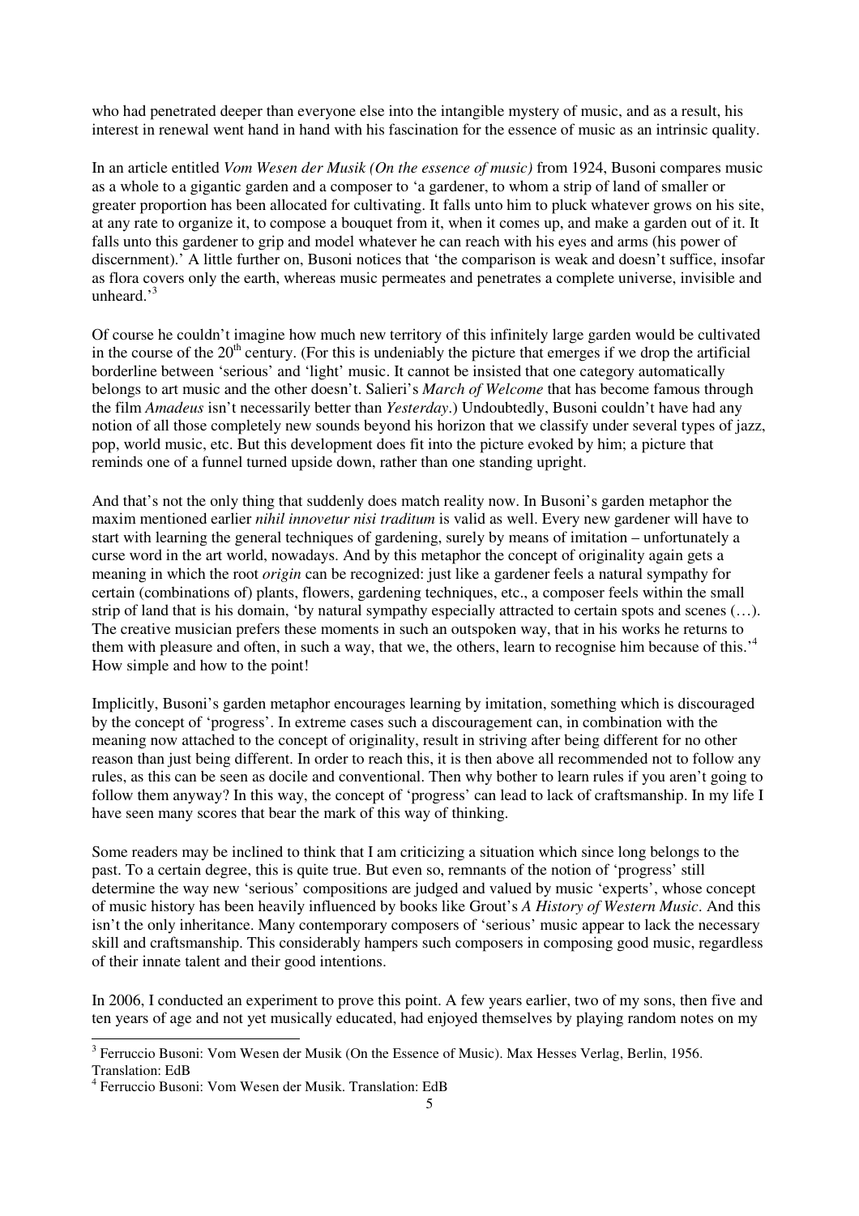who had penetrated deeper than everyone else into the intangible mystery of music, and as a result, his interest in renewal went hand in hand with his fascination for the essence of music as an intrinsic quality.

In an article entitled *Vom Wesen der Musik (On the essence of music)* from 1924, Busoni compares music as a whole to a gigantic garden and a composer to 'a gardener, to whom a strip of land of smaller or greater proportion has been allocated for cultivating. It falls unto him to pluck whatever grows on his site, at any rate to organize it, to compose a bouquet from it, when it comes up, and make a garden out of it. It falls unto this gardener to grip and model whatever he can reach with his eyes and arms (his power of discernment).' A little further on, Busoni notices that 'the comparison is weak and doesn't suffice, insofar as flora covers only the earth, whereas music permeates and penetrates a complete universe, invisible and unheard.'[3]

Of course he couldn't imagine how much new territory of this infinitely large garden would be cultivated in the course of the 20th century. (For this is undeniably the picture that emerges if we drop the artificial borderline between 'serious' and 'light' music. It cannot be insisted that one category automatically belongs to art music and the other doesn't. Salieri's *March of Welcome* that has become famous through the film *Amadeus* isn't necessarily better than *Yesterday*.) Undoubtedly, Busoni couldn't have had any notion of all those completely new sounds beyond his horizon that we classify under several types of jazz, pop, world music, etc. But this development does fit into the picture evoked by him; a picture that reminds one of a funnel turned upside down, rather than one standing upright.

And that's not the only thing that suddenly does match reality now. In Busoni's garden metaphor the maxim mentioned earlier *nihil innovetur nisi traditum* is valid as well. Every new gardener will have to start with learning the general techniques of gardening, surely by means of imitation – unfortunately a curse word in the art world, nowadays. And by this metaphor the concept of originality again gets a meaning in which the root *origin* can be recognized: just like a gardener feels a natural sympathy for certain (combinations of) plants, flowers, gardening techniques, etc., a composer feels within the small strip of land that is his domain, 'by natural sympathy especially attracted to certain spots and scenes (…). The creative musician prefers these moments in such an outspoken way, that in his works he returns to them with pleasure and often, in such a way, that we, the others, learn to recognise him because of this.'[4] How simple and how to the point!

Implicitly, Busoni's garden metaphor encourages learning by imitation, something which is discouraged by the concept of 'progress'. In extreme cases such a discouragement can, in combination with the meaning now attached to the concept of originality, result in striving after being different for no other reason than just being different. In order to reach this, it is then above all recommended not to follow any rules, as this can be seen as docile and conventional. Then why bother to learn rules if you aren't going to follow them anyway? In this way, the concept of 'progress' can lead to lack of craftsmanship. In my life I have seen many scores that bear the mark of this way of thinking.

Some readers may be inclined to think that I am criticizing a situation which since long belongs to the past. To a certain degree, this is quite true. But even so, remnants of the notion of 'progress' still determine the way new 'serious' compositions are judged and valued by music 'experts', whose concept of music history has been heavily influenced by books like Grout's *A History of Western Music*. And this isn't the only inheritance. Many contemporary composers of 'serious' music appear to lack the necessary skill and craftsmanship. This considerably hampers such composers in composing good music, regardless of their innate talent and their good intentions.

In 2006, I conducted an experiment to prove this point. A few years earlier, two of my sons, then five and ten years of age and not yet musically educated, had enjoyed themselves by playing random notes on my

---

[3] Ferruccio Busoni: Vom Wesen der Musik (On the Essence of Music). Max Hesses Verlag, Berlin, 1956. Translation: EdB

[4] Ferruccio Busoni: Vom Wesen der Musik. Translation: EdB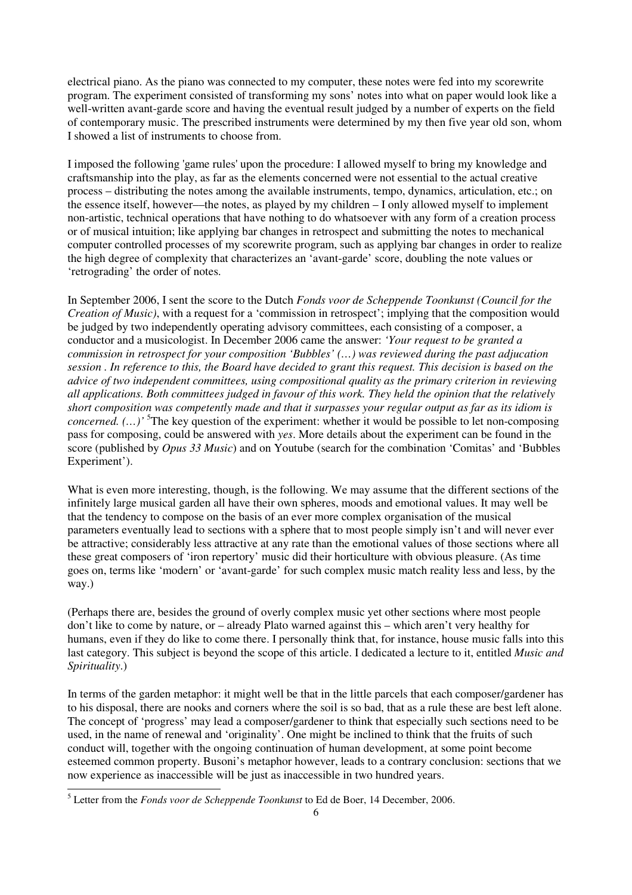electrical piano. As the piano was connected to my computer, these notes were fed into my scorewrite program. The experiment consisted of transforming my sons' notes into what on paper would look like a well-written avant-garde score and having the eventual result judged by a number of experts on the field of contemporary music. The prescribed instruments were determined by my then five year old son, whom I showed a list of instruments to choose from.

I imposed the following 'game rules' upon the procedure: I allowed myself to bring my knowledge and craftsmanship into the play, as far as the elements concerned were not essential to the actual creative process – distributing the notes among the available instruments, tempo, dynamics, articulation, etc.; on the essence itself, however—the notes, as played by my children – I only allowed myself to implement non-artistic, technical operations that have nothing to do whatsoever with any form of a creation process or of musical intuition; like applying bar changes in retrospect and submitting the notes to mechanical computer controlled processes of my scorewrite program, such as applying bar changes in order to realize the high degree of complexity that characterizes an 'avant-garde' score, doubling the note values or 'retrograding' the order of notes.

In September 2006, I sent the score to the Dutch *Fonds voor de Scheppende Toonkunst (Council for the Creation of Music)*, with a request for a 'commission in retrospect'; implying that the composition would be judged by two independently operating advisory committees, each consisting of a composer, a conductor and a musicologist. In December 2006 came the answer: *'Your request to be granted a commission in retrospect for your composition 'Bubbles' (…) was reviewed during the past adjucation session . In reference to this, the Board have decided to grant this request. This decision is based on the advice of two independent committees, using compositional quality as the primary criterion in reviewing all applications. Both committees judged in favour of this work. They held the opinion that the relatively short composition was competently made and that it surpasses your regular output as far as its idiom is concerned. (…)'* [5]The key question of the experiment: whether it would be possible to let non-composing pass for composing, could be answered with *yes*. More details about the experiment can be found in the score (published by *Opus 33 Music*) and on Youtube (search for the combination 'Comitas' and 'Bubbles Experiment').

What is even more interesting, though, is the following. We may assume that the different sections of the infinitely large musical garden all have their own spheres, moods and emotional values. It may well be that the tendency to compose on the basis of an ever more complex organisation of the musical parameters eventually lead to sections with a sphere that to most people simply isn't and will never ever be attractive; considerably less attractive at any rate than the emotional values of those sections where all these great composers of 'iron repertory' music did their horticulture with obvious pleasure. (As time goes on, terms like 'modern' or 'avant-garde' for such complex music match reality less and less, by the way.)

(Perhaps there are, besides the ground of overly complex music yet other sections where most people don't like to come by nature, or – already Plato warned against this – which aren't very healthy for humans, even if they do like to come there. I personally think that, for instance, house music falls into this last category. This subject is beyond the scope of this article. I dedicated a lecture to it, entitled *Music and Spirituality*.)

In terms of the garden metaphor: it might well be that in the little parcels that each composer/gardener has to his disposal, there are nooks and corners where the soil is so bad, that as a rule these are best left alone. The concept of 'progress' may lead a composer/gardener to think that especially such sections need to be used, in the name of renewal and 'originality'. One might be inclined to think that the fruits of such conduct will, together with the ongoing continuation of human development, at some point become esteemed common property. Busoni's metaphor however, leads to a contrary conclusion: sections that we now experience as inaccessible will be just as inaccessible in two hundred years.

---

[5] Letter from the *Fonds voor de Scheppende Toonkunst* to Ed de Boer, 14 December, 2006.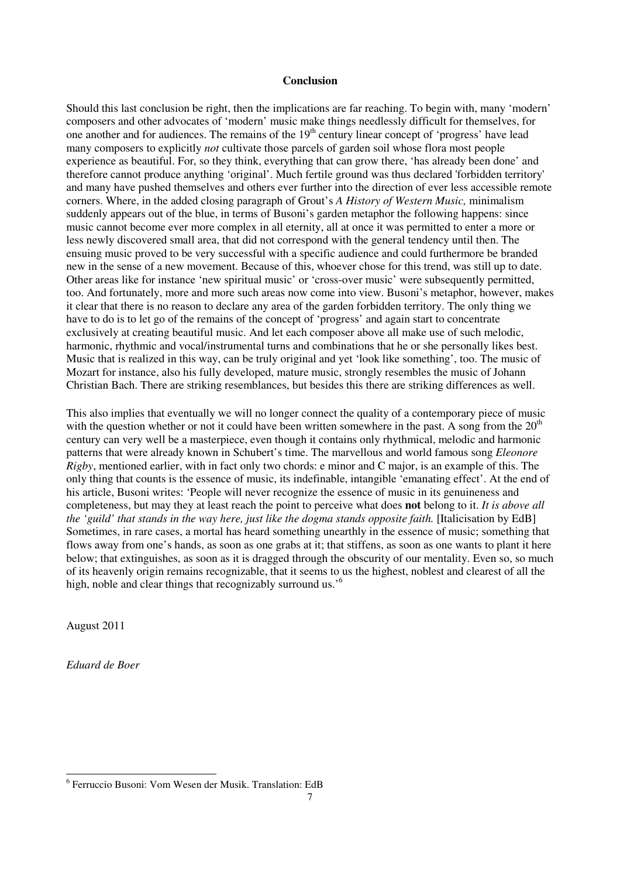## Conclusion

Should this last conclusion be right, then the implications are far reaching. To begin with, many 'modern' composers and other advocates of 'modern' music make things needlessly difficult for themselves, for one another and for audiences. The remains of the 19th century linear concept of 'progress' have lead many composers to explicitly *not* cultivate those parcels of garden soil whose flora most people experience as beautiful. For, so they think, everything that can grow there, 'has already been done' and therefore cannot produce anything 'original'. Much fertile ground was thus declared 'forbidden territory' and many have pushed themselves and others ever further into the direction of ever less accessible remote corners. Where, in the added closing paragraph of Grout's *A History of Western Music,* minimalism suddenly appears out of the blue, in terms of Busoni's garden metaphor the following happens: since music cannot become ever more complex in all eternity, all at once it was permitted to enter a more or less newly discovered small area, that did not correspond with the general tendency until then. The ensuing music proved to be very successful with a specific audience and could furthermore be branded new in the sense of a new movement. Because of this, whoever chose for this trend, was still up to date. Other areas like for instance 'new spiritual music' or 'cross-over music' were subsequently permitted, too. And fortunately, more and more such areas now come into view. Busoni's metaphor, however, makes it clear that there is no reason to declare any area of the garden forbidden territory. The only thing we have to do is to let go of the remains of the concept of 'progress' and again start to concentrate exclusively at creating beautiful music. And let each composer above all make use of such melodic, harmonic, rhythmic and vocal/instrumental turns and combinations that he or she personally likes best. Music that is realized in this way, can be truly original and yet 'look like something', too. The music of Mozart for instance, also his fully developed, mature music, strongly resembles the music of Johann Christian Bach. There are striking resemblances, but besides this there are striking differences as well.

This also implies that eventually we will no longer connect the quality of a contemporary piece of music with the question whether or not it could have been written somewhere in the past. A song from the 20th century can very well be a masterpiece, even though it contains only rhythmical, melodic and harmonic patterns that were already known in Schubert's time. The marvellous and world famous song *Eleonore Rigby*, mentioned earlier, with in fact only two chords: e minor and C major, is an example of this. The only thing that counts is the essence of music, its indefinable, intangible 'emanating effect'. At the end of his article, Busoni writes: 'People will never recognize the essence of music in its genuineness and completeness, but may they at least reach the point to perceive what does **not** belong to it. *It is above all the 'guild' that stands in the way here, just like the dogma stands opposite faith.* [Italicisation by EdB] Sometimes, in rare cases, a mortal has heard something unearthly in the essence of music; something that flows away from one's hands, as soon as one grabs at it; that stiffens, as soon as one wants to plant it here below; that extinguishes, as soon as it is dragged through the obscurity of our mentality. Even so, so much of its heavenly origin remains recognizable, that it seems to us the highest, noblest and clearest of all the high, noble and clear things that recognizably surround us.'[6]

August 2011

*Eduard de Boer*

---

[6] Ferruccio Busoni: Vom Wesen der Musik. Translation: EdB